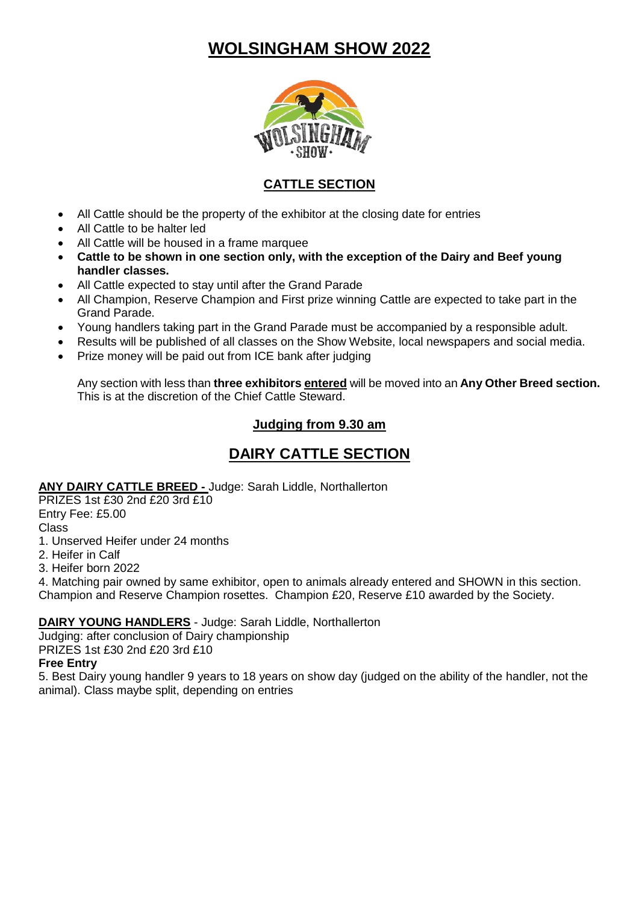# WOLSINGHAM SHOW 2022

## CATTLE SECTION

- All Cattle should be the property of the exhibitor at the closing date for entries
- All Cattle to be halter led
- All Cattle will be housed in a frame marquee
- **Cattle to be shown in one section only, with the exception of the Dairy and Beef young handler classes.**
- All Cattle expected to stay until after the Grand Parade
- All Champion, Reserve Champion and First prize winning Cattle are expected to take part in the Grand Parade.
- Young handlers taking part in the Grand Parade must be accompanied by a responsible adult.
- Results will be published of all classes on the Show Website, local newspapers and social media.
- Prize money will be paid out from ICE bank after judging

Any section with less than **three exhibitors entered** will be moved into an **Any Other Breed section.** This is at the discretion of the Chief Cattle Steward.

### Judging from 9.30 am

## DAIRY CATTLE SECTION

**ANY DAIRY CATTLE BREED -** Judge: Sarah Liddle, Northallerton
PRIZES 1st £30 2nd £20 3rd £10
Entry Fee: £5.00
Class
1. Unserved Heifer under 24 months
2. Heifer in Calf
3. Heifer born 2022
4. Matching pair owned by same exhibitor, open to animals already entered and SHOWN in this section.

Champion and Reserve Champion rosettes. Champion £20, Reserve £10 awarded by the Society.

**DAIRY YOUNG HANDLERS** - Judge: Sarah Liddle, Northallerton
Judging: after conclusion of Dairy championship
PRIZES 1st £30 2nd £20 3rd £10
**Free Entry**

5. Best Dairy young handler 9 years to 18 years on show day (judged on the ability of the handler, not the animal). Class maybe split, depending on entries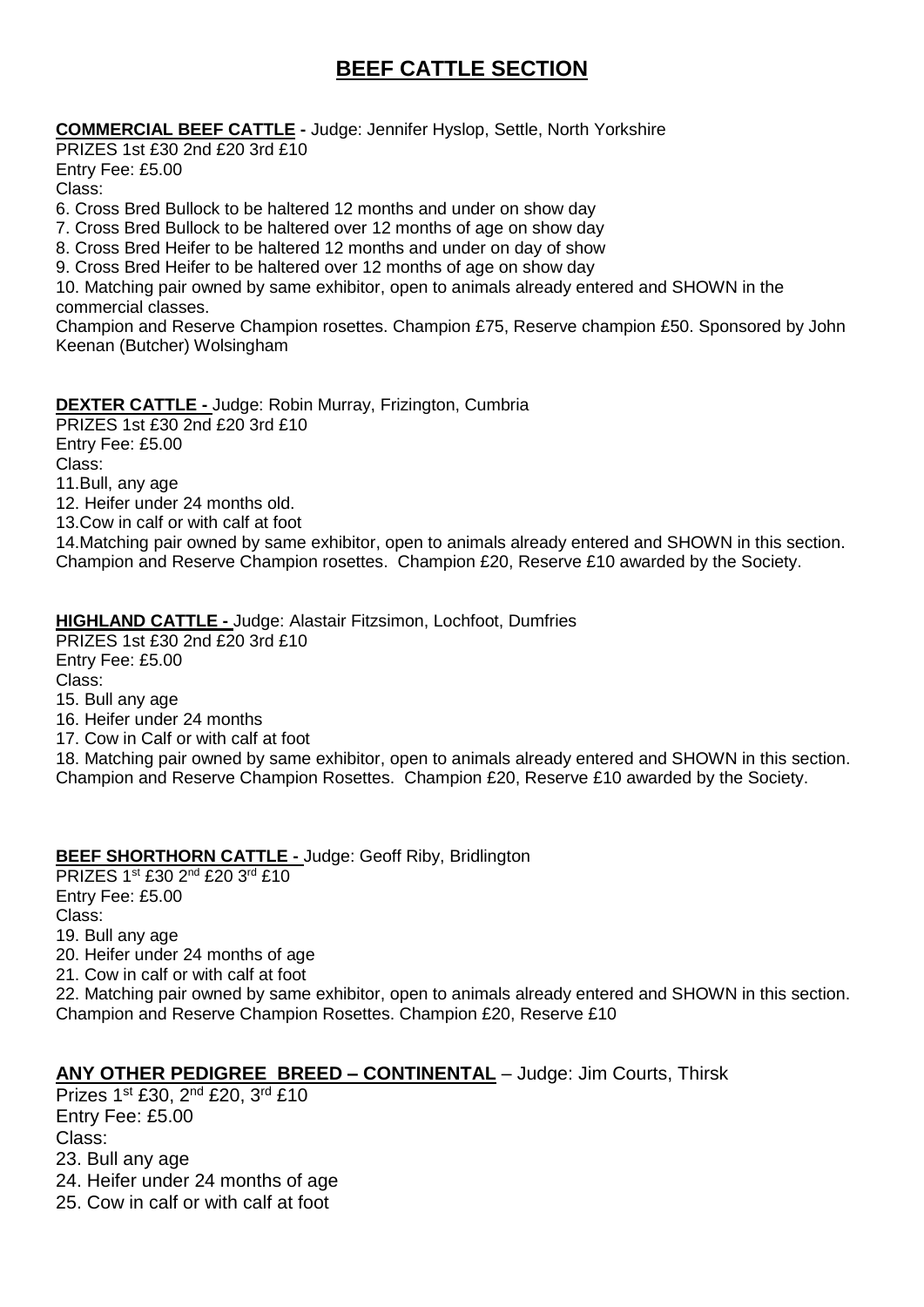# BEEF CATTLE SECTION

**COMMERCIAL BEEF CATTLE -** Judge: Jennifer Hyslop, Settle, North Yorkshire
PRIZES 1st £30 2nd £20 3rd £10
Entry Fee: £5.00
Class:

6. Cross Bred Bullock to be haltered 12 months and under on show day
7. Cross Bred Bullock to be haltered over 12 months of age on show day
8. Cross Bred Heifer to be haltered 12 months and under on day of show
9. Cross Bred Heifer to be haltered over 12 months of age on show day
10. Matching pair owned by same exhibitor, open to animals already entered and SHOWN in the commercial classes.

Champion and Reserve Champion rosettes. Champion £75, Reserve champion £50. Sponsored by John Keenan (Butcher) Wolsingham

**DEXTER CATTLE -** Judge: Robin Murray, Frizington, Cumbria
PRIZES 1st £30 2nd £20 3rd £10
Entry Fee: £5.00
Class:

11. Bull, any age
12. Heifer under 24 months old.
13. Cow in calf or with calf at foot
14. Matching pair owned by same exhibitor, open to animals already entered and SHOWN in this section.

Champion and Reserve Champion rosettes. Champion £20, Reserve £10 awarded by the Society.

**HIGHLAND CATTLE -** Judge: Alastair Fitzsimon, Lochfoot, Dumfries
PRIZES 1st £30 2nd £20 3rd £10
Entry Fee: £5.00
Class:

15. Bull any age
16. Heifer under 24 months
17. Cow in Calf or with calf at foot
18. Matching pair owned by same exhibitor, open to animals already entered and SHOWN in this section.

Champion and Reserve Champion Rosettes. Champion £20, Reserve £10 awarded by the Society.

**BEEF SHORTHORN CATTLE -** Judge: Geoff Riby, Bridlington
PRIZES 1st £30 2nd £20 3rd £10
Entry Fee: £5.00
Class:

19. Bull any age
20. Heifer under 24 months of age
21. Cow in calf or with calf at foot
22. Matching pair owned by same exhibitor, open to animals already entered and SHOWN in this section.

Champion and Reserve Champion Rosettes. Champion £20, Reserve £10

**ANY OTHER PEDIGREE BREED – CONTINENTAL** – Judge: Jim Courts, Thirsk
Prizes 1st £30, 2nd £20, 3rd £10
Entry Fee: £5.00
Class:

23. Bull any age
24. Heifer under 24 months of age
25. Cow in calf or with calf at foot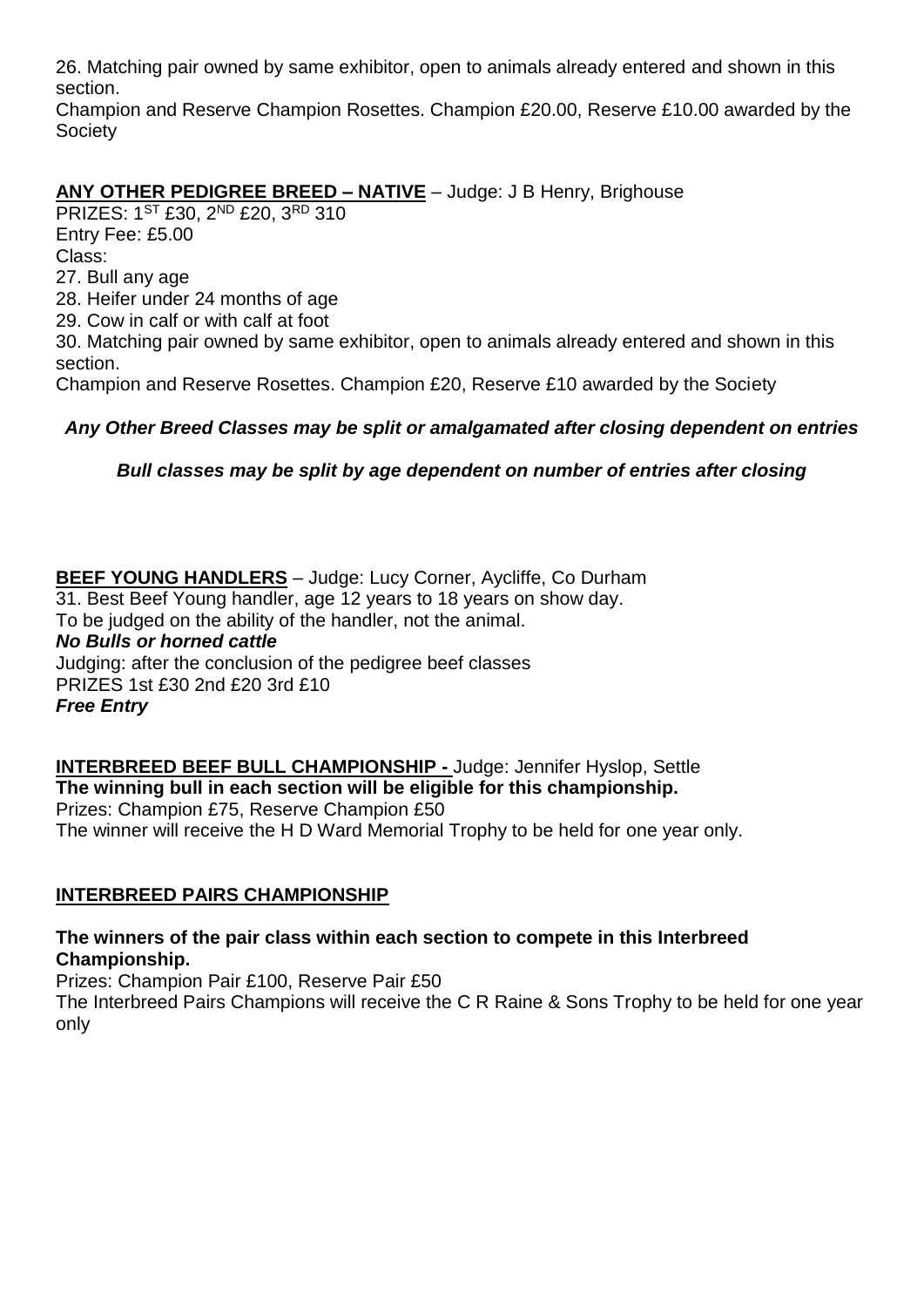26. Matching pair owned by same exhibitor, open to animals already entered and shown in this section.

Champion and Reserve Champion Rosettes. Champion £20.00, Reserve £10.00 awarded by the Society

**ANY OTHER PEDIGREE BREED – NATIVE** – Judge: J B Henry, Brighouse

PRIZES: 1ST £30, 2ND £20, 3RD 310

Entry Fee: £5.00

Class:

27. Bull any age
28. Heifer under 24 months of age
29. Cow in calf or with calf at foot
30. Matching pair owned by same exhibitor, open to animals already entered and shown in this section.

Champion and Reserve Rosettes. Champion £20, Reserve £10 awarded by the Society

***Any Other Breed Classes may be split or amalgamated after closing dependent on entries***

***Bull classes may be split by age dependent on number of entries after closing***

**BEEF YOUNG HANDLERS** – Judge: Lucy Corner, Aycliffe, Co Durham

31. Best Beef Young handler, age 12 years to 18 years on show day.

To be judged on the ability of the handler, not the animal.

***No Bulls or horned cattle***

Judging: after the conclusion of the pedigree beef classes

PRIZES 1st £30 2nd £20 3rd £10

***Free Entry***

**INTERBREED BEEF BULL CHAMPIONSHIP -** Judge: Jennifer Hyslop, Settle

**The winning bull in each section will be eligible for this championship.**

Prizes: Champion £75, Reserve Champion £50

The winner will receive the H D Ward Memorial Trophy to be held for one year only.

**INTERBREED PAIRS CHAMPIONSHIP**

**The winners of the pair class within each section to compete in this Interbreed Championship.**

Prizes: Champion Pair £100, Reserve Pair £50

The Interbreed Pairs Champions will receive the C R Raine & Sons Trophy to be held for one year only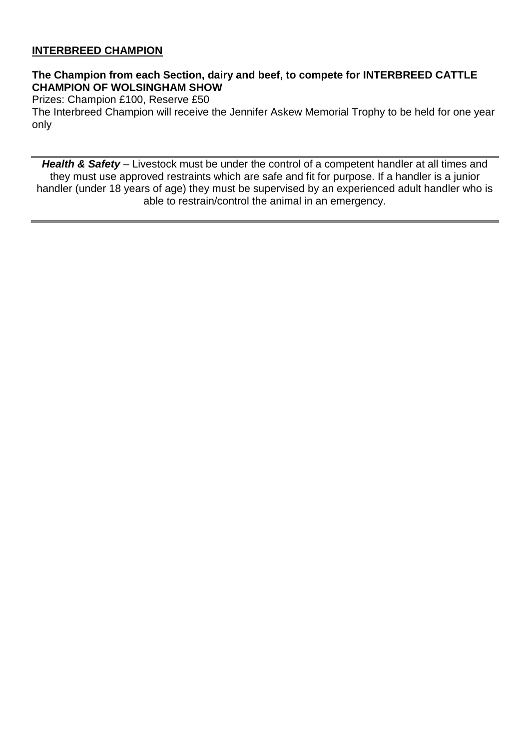## INTERBREED CHAMPION

**The Champion from each Section, dairy and beef, to compete for INTERBREED CATTLE CHAMPION OF WOLSINGHAM SHOW**

Prizes: Champion £100, Reserve £50

The Interbreed Champion will receive the Jennifer Askew Memorial Trophy to be held for one year only

---

***Health & Safety*** – Livestock must be under the control of a competent handler at all times and they must use approved restraints which are safe and fit for purpose. If a handler is a junior handler (under 18 years of age) they must be supervised by an experienced adult handler who is able to restrain/control the animal in an emergency.

---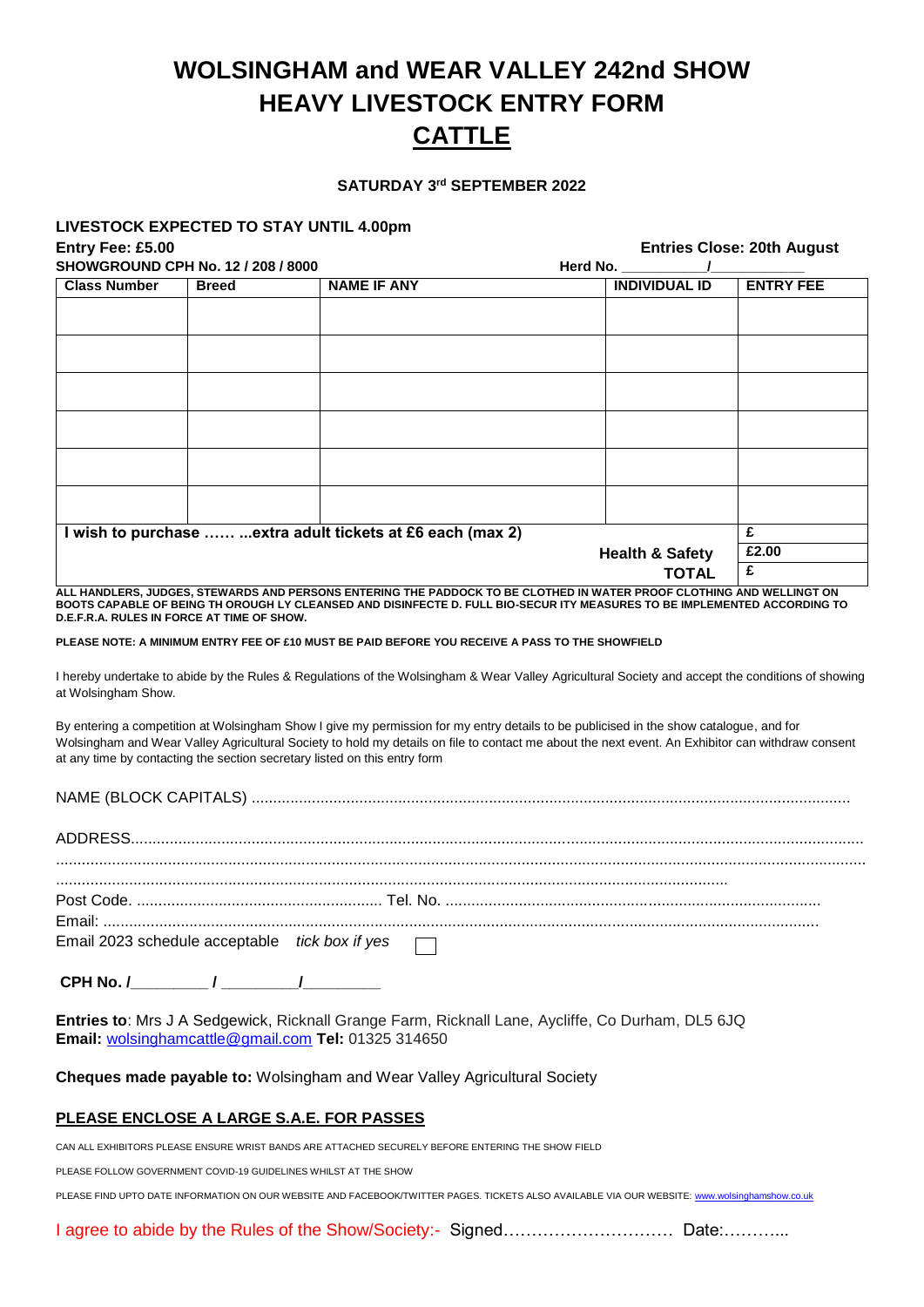# WOLSINGHAM and WEAR VALLEY 242nd SHOW
# HEAVY LIVESTOCK ENTRY FORM
# CATTLE

**SATURDAY 3rd SEPTEMBER 2022**

**LIVESTOCK EXPECTED TO STAY UNTIL 4.00pm**

**Entry Fee: £5.00** **Entries Close: 20th August**

**SHOWGROUND CPH No. 12 / 208 / 8000** **Herd No. __________/__________**

| Class Number | Breed | NAME IF ANY | INDIVIDUAL ID | ENTRY FEE |
|---|---|---|---|---|
| | | | | |
| | | | | |
| | | | | |
| | | | | |
| | | | | |
| | | | | |
| I wish to purchase …… ...extra adult tickets at £6 each (max 2) | | | | £ |
| | | | Health & Safety | £2.00 |
| | | | TOTAL | £ |

**ALL HANDLERS, JUDGES, STEWARDS AND PERSONS ENTERING THE PADDOCK TO BE CLOTHED IN WATER PROOF CLOTHING AND WELLINGT ON BOOTS CAPABLE OF BEING TH OROUGH LY CLEANSED AND DISINFECTE D. FULL BIO-SECUR ITY MEASURES TO BE IMPLEMENTED ACCORDING TO D.E.F.R.A. RULES IN FORCE AT TIME OF SHOW.**

**PLEASE NOTE: A MINIMUM ENTRY FEE OF £10 MUST BE PAID BEFORE YOU RECEIVE A PASS TO THE SHOWFIELD**

I hereby undertake to abide by the Rules & Regulations of the Wolsingham & Wear Valley Agricultural Society and accept the conditions of showing at Wolsingham Show.

By entering a competition at Wolsingham Show I give my permission for my entry details to be publicised in the show catalogue, and for Wolsingham and Wear Valley Agricultural Society to hold my details on file to contact me about the next event. An Exhibitor can withdraw consent at any time by contacting the section secretary listed on this entry form

NAME (BLOCK CAPITALS) ........................................................................................................................................

ADDRESS......................................................................................................................................................................
.......................................................................................................................................................................................
...........................................................................................................................................
Post Code. ......................................................... Tel. No. ......................................................................................
Email: ...........................................................................................................................................................
Email 2023 schedule acceptable *tick box if yes* ☐

**CPH No. /________ / ________/________**

**Entries to**: Mrs J A Sedgewick, Ricknall Grange Farm, Ricknall Lane, Aycliffe, Co Durham, DL5 6JQ
**Email:** wolsinghamcattle@gmail.com **Tel:** 01325 314650

**Cheques made payable to:** Wolsingham and Wear Valley Agricultural Society

**PLEASE ENCLOSE A LARGE S.A.E. FOR PASSES**

CAN ALL EXHIBITORS PLEASE ENSURE WRIST BANDS ARE ATTACHED SECURELY BEFORE ENTERING THE SHOW FIELD

PLEASE FOLLOW GOVERNMENT COVID-19 GUIDELINES WHILST AT THE SHOW

PLEASE FIND UPTO DATE INFORMATION ON OUR WEBSITE AND FACEBOOK/TWITTER PAGES. TICKETS ALSO AVAILABLE VIA OUR WEBSITE: www.wolsinghamshow.co.uk

I agree to abide by the Rules of the Show/Society:- Signed………………………… Date:………..